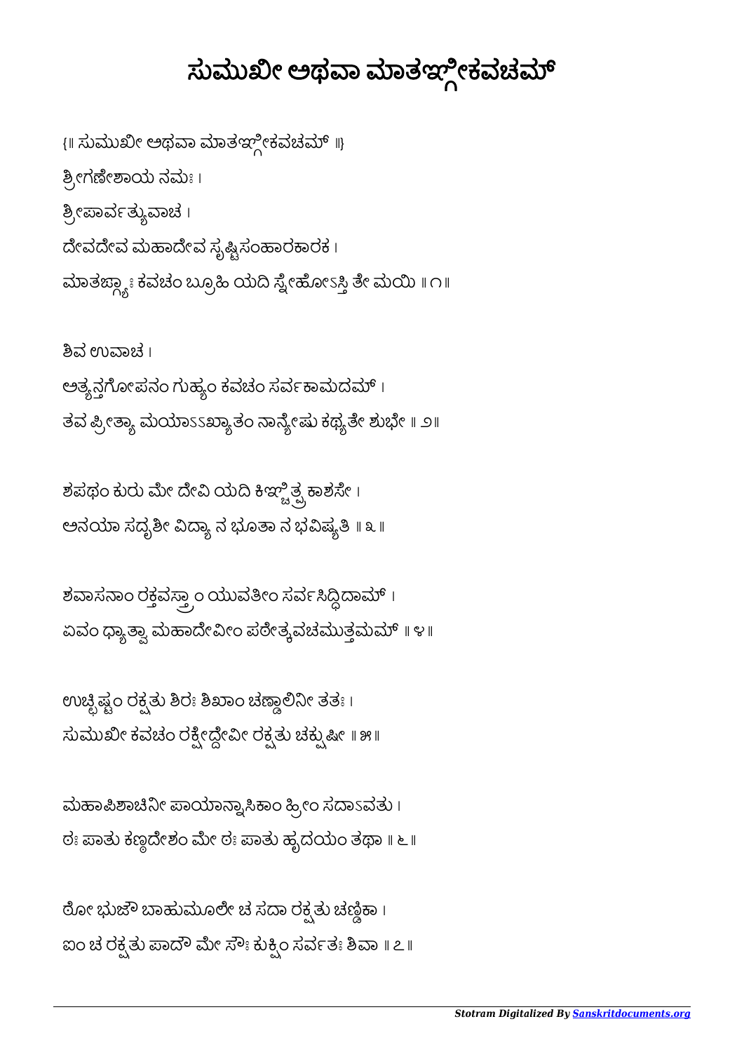# ಸುಮುಖೀ ಅಥವಾ ಮಾತಙ್ಗೀಕವಚಮ್

{॥ ಸುಮುಖೀ ಅಥವಾ ಮಾತಙ್ಗೀಕವಚಮ್ ॥}

ಶ್ರೀಗಣೇಶಾಯ ನಮಃ ।

ಶ್ರೀಪಾರ್ವತ್ಯುವಾಚ ।

ದೇವದೇವ ಮಹಾದೇವ ಸೃಷ್ಟಿಸಂಹಾರಕಾರಕ ।
ಮಾತಙ್ಗ್ಯಾಃ ಕವಚಂ ಬ್ರೂಹಿ ಯದಿ ಸ್ನೇಹೋಽಸ್ತಿ ತೇ ಮಯಿ ॥ ೧॥

ಶಿವ ಉವಾಚ ।

ಅತ್ಯನ್ತಗೋಪನಂ ಗುಹ್ಯಂ ಕವಚಂ ಸರ್ವಕಾಮದಮ್ ।
ತವ ಪ್ರೀತ್ಯಾ ಮಯಾಽಽಖ್ಯಾತಂ ನಾನ್ಯೇಷು ಕಥ್ಯತೇ ಶುಭೇ ॥ ೨॥

ಶಪಥಂ ಕುರು ಮೇ ದೇವಿ ಯದಿ ಕಿಞ್ಚಿತ್ಪ್ರಕಾಶಸೇ ।
ಅನಯಾ ಸದೃಶೀ ವಿದ್ಯಾ ನ ಭೂತಾ ನ ಭವಿಷ್ಯತಿ ॥ ೩॥

ಶವಾಸನಾಂ ರಕ್ತವಸ್ತ್ರಾಂ ಯುವತೀಂ ಸರ್ವಸಿದ್ಧಿದಾಮ್ ।
ಏವಂ ಧ್ಯಾತ್ವಾ ಮಹಾದೇವೀಂ ಪಠೇತ್ಕವಚಮುತ್ತಮಮ್ ॥ ೪॥

ಉಚ್ಛಿಷ್ಟಂ ರಕ್ಷತು ಶಿರಃ ಶಿಖಾಂ ಚಣ್ಡಾಲಿನೀ ತತಃ ।
ಸುಮುಖೀ ಕವಚಂ ರಕ್ಷೇದ್ದೇವೀ ರಕ್ಷತು ಚಕ್ಷುಷೀ ॥ ೫॥

ಮಹಾಪಿಶಾಚಿನೀ ಪಾಯಾನ್ನಾಸಿಕಾಂ ಹ್ರೀಂ ಸದಾಽವತು ।
ಠಃ ಪಾತು ಕಣ್ಠದೇಶಂ ಮೇ ಠಃ ಪಾತು ಹೃದಯಂ ತಥಾ ॥ ೬॥

ಠೋ ಭುಜೌ ಬಾಹುಮೂಲೇ ಚ ಸದಾ ರಕ್ಷತು ಚಣ್ಡಿಕಾ ।
ಐಂ ಚ ರಕ್ಷತು ಪಾದೌ ಮೇ ಸೌಃ ಕುಕ್ಷಿಂ ಸರ್ವತಃ ಶಿವಾ ॥ ೭॥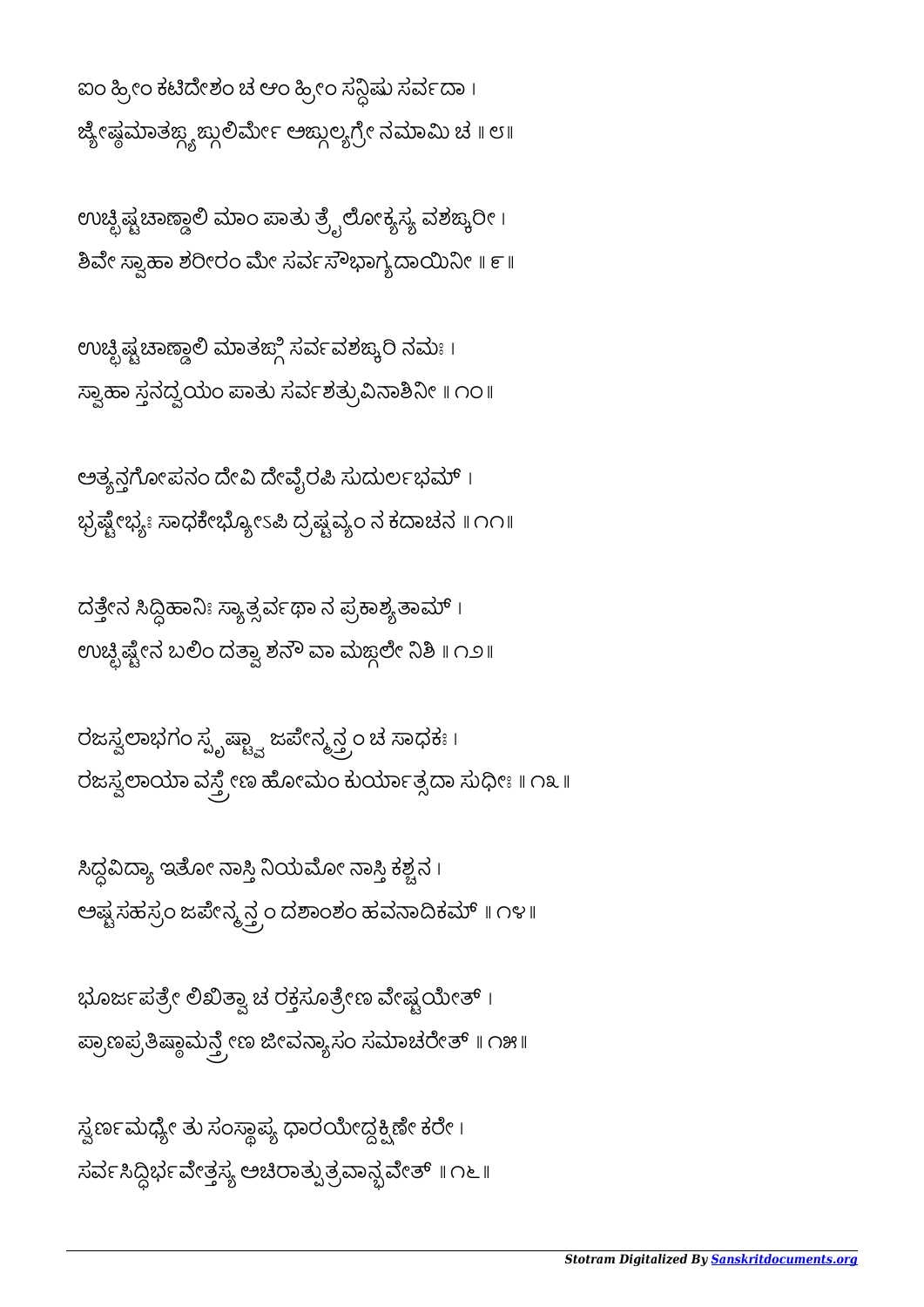ಐಂ ಹ್ರೀಂ ಕಟಿದೇಶಂ ಚ ಆಂ ಹ್ರೀಂ ಸನ್ಧಿಷು ಸರ್ವದಾ ।
ಜ್ಯೇಷ್ಠಮಾತಙ್ಗ್ಯಙ್ಗುಲಿರ್ಮೇ ಅಙ್ಗುಲ್ಯಗ್ರೇ ನಮಾಮಿ ಚ ॥ ೮॥

ಉಚ್ಛಿಷ್ಟಚಾಣ್ಡಾಲಿ ಮಾಂ ಪಾತು ತ್ರೈಲೋಕ್ಯಸ್ಯ ವಶಙ್ಕರೀ ।
ಶಿವೇ ಸ್ವಾಹಾ ಶರೀರಂ ಮೇ ಸರ್ವಸೌಭಾಗ್ಯದಾಯಿನೀ ॥ ೯॥

ಉಚ್ಛಿಷ್ಟಚಾಣ್ಡಾಲಿ ಮಾತಙ್ಗಿ ಸರ್ವವಶಙ್ಕರಿ ನಮಃ ।
ಸ್ವಾಹಾ ಸ್ತನದ್ವಯಂ ಪಾತು ಸರ್ವಶತ್ರುವಿನಾಶಿನೀ ॥ ೧೦॥

ಅತ್ಯನ್ತಗೋಪನಂ ದೇವಿ ದೇವೈರಪಿ ಸುದುರ್ಲಭಮ್ ।
ಭ್ರಷ್ಟೇಭ್ಯಃ ಸಾಧಕೇಭ್ಯೋಽಪಿ ದ್ರಷ್ಟವ್ಯಂ ನ ಕದಾಚನ ॥ ೧೧॥

ದತ್ತೇನ ಸಿದ್ಧಿಹಾನಿಃ ಸ್ಯಾತ್ಸರ್ವಥಾ ನ ಪ್ರಕಾಶ್ಯತಾಮ್ ।
ಉಚ್ಛಿಷ್ಟೇನ ಬಲಿಂ ದತ್ವಾ ಶನೌ ವಾ ಮಙ್ಗಲೇ ನಿಶಿ ॥ ೧೨॥

ರಜಸ್ವಲಾಭಗಂ ಸ್ಪೃಷ್ಟ್ವಾ ಜಪೇನ್ಮನ್ತ್ರಂ ಚ ಸಾಧಕಃ ।
ರಜಸ್ವಲಾಯಾ ವಸ್ತ್ರೇಣ ಹೋಮಂ ಕುರ್ಯಾತ್ಸದಾ ಸುಧೀಃ ॥ ೧೩॥

ಸಿದ್ಧವಿದ್ಯಾ ಇತೋ ನಾಸ್ತಿ ನಿಯಮೋ ನಾಸ್ತಿ ಕಶ್ಚನ ।
ಅಷ್ಟಸಹಸ್ರಂ ಜಪೇನ್ಮನ್ತ್ರಂ ದಶಾಂಶಂ ಹವನಾದಿಕಮ್ ॥ ೧೪॥

ಭೂರ್ಜಪತ್ರೇ ಲಿಖಿತ್ವಾ ಚ ರಕ್ತಸೂತ್ರೇಣ ವೇಷ್ಟಯೇತ್ ।
ಪ್ರಾಣಪ್ರತಿಷ್ಠಾಮನ್ತ್ರೇಣ ಜೀವನ್ಯಾಸಂ ಸಮಾಚರೇತ್ ॥ ೧೫॥

ಸ್ವರ್ಣಮಧ್ಯೇ ತು ಸಂಸ್ಥಾಪ್ಯ ಧಾರಯೇದ್ದಕ್ಷಿಣೇ ಕರೇ ।
ಸರ್ವಸಿದ್ಧಿರ್ಭವೇತ್ತಸ್ಯ ಅಚಿರಾತ್ಪುತ್ರವಾನ್ಭವೇತ್ ॥ ೧೬॥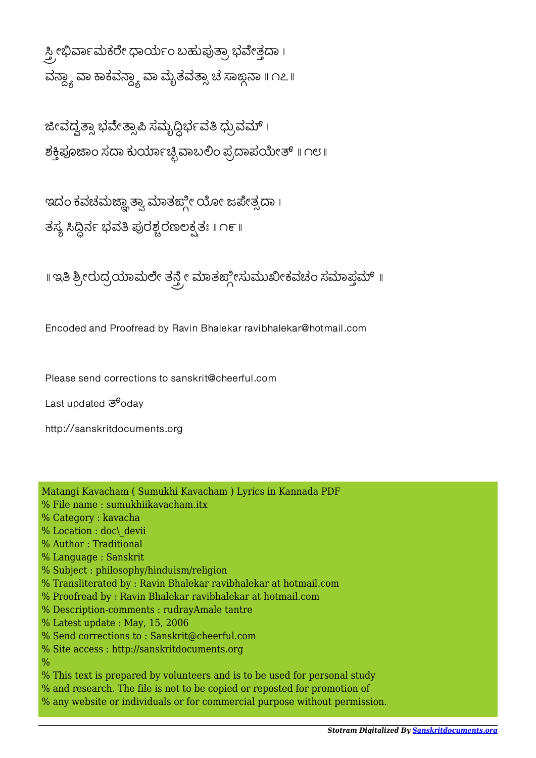ಸ್ತ್ರೀಭಿರ್ವಾಮಕರೇ ಧಾರ್ಯಂ ಬಹುಪುತ್ರಾ ಭವೇತ್ತದಾ ।
ವನ್ಧ್ಯಾ ವಾ ಕಾಕವನ್ಧ್ಯಾ ವಾ ಮೃತವತ್ಸಾ ಚ ಸಾಙ್ಗನಾ ॥ ೧೭ ॥

ಜೀವದ್ವತ್ಸಾ ಭವೇತ್ಸಾಪಿ ಸಮೃದ್ಧಿರ್ಭವತಿ ಧ್ರುವಮ್ ।
ಶಕ್ತಿಪೂಜಾಂ ಸದಾ ಕುರ್ಯಾಚ್ಛಿವಾಬಲಿಂ ಪ್ರದಾಪಯೇತ್ ॥ ೧೮ ॥

ಇದಂ ಕವಚಮಜ್ಞಾತ್ವಾ ಮಾತಙ್ಗೀ ಯೋ ಜಪೇತ್ಸದಾ ।
ತಸ್ಯ ಸಿದ್ಧಿರ್ನ ಭವತಿ ಪುರಶ್ಚರಣಲಕ್ಷತಃ ॥ ೧೯ ॥

॥ ಇತಿ ಶ್ರೀರುದ್ರಯಾಮಲೇ ತನ್ತ್ರೇ ಮಾತಙ್ಗೀಸುಮುಖೀಕವಚಂ ಸಮಾಪ್ತಮ್ ॥

Encoded and Proofread by Ravin Bhalekar ravibhalekar@hotmail.com

Please send corrections to sanskrit@cheerful.com

Last updated ತ್oday

http://sanskritdocuments.org

```
Matangi Kavacham ( Sumukhi Kavacham ) Lyrics in Kannada PDF
% File name : sumukhiikavacham.itx
% Category : kavacha
% Location : doc\_devii
% Author : Traditional
% Language : Sanskrit
% Subject : philosophy/hinduism/religion
% Transliterated by : Ravin Bhalekar ravibhalekar at hotmail.com
% Proofread by : Ravin Bhalekar ravibhalekar at hotmail.com
% Description-comments : rudrayAmale tantre
% Latest update : May, 15, 2006
% Send corrections to : Sanskrit@cheerful.com
% Site access : http://sanskritdocuments.org
%
% This text is prepared by volunteers and is to be used for personal study
% and research. The file is not to be copied or reposted for promotion of
% any website or individuals or for commercial purpose without permission.
```

*Stotram Digitalized By Sanskritdocuments.org*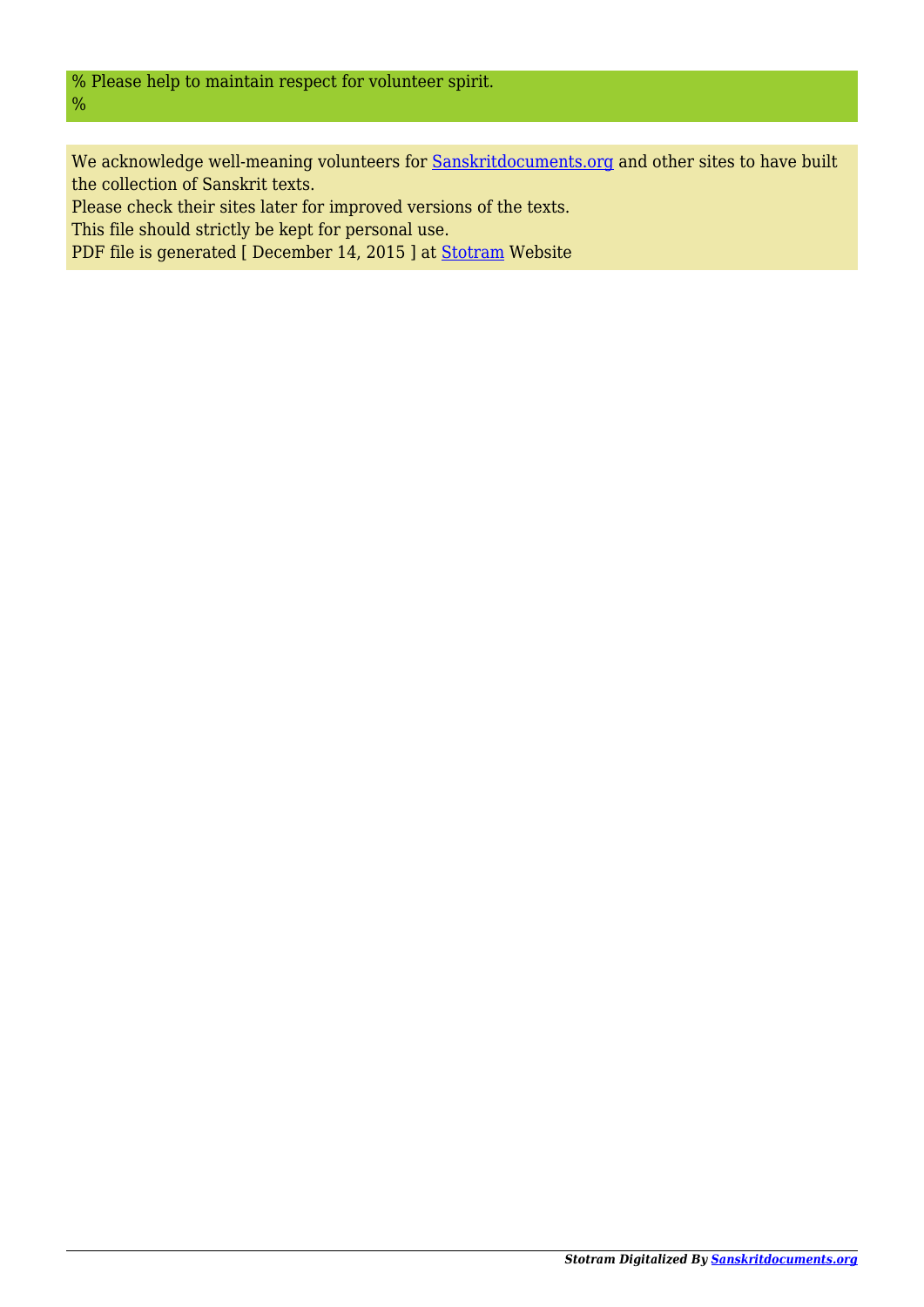% Please help to maintain respect for volunteer spirit.
%

We acknowledge well-meaning volunteers for Sanskritdocuments.org and other sites to have built the collection of Sanskrit texts.
Please check their sites later for improved versions of the texts.
This file should strictly be kept for personal use.
PDF file is generated [ December 14, 2015 ] at Stotram Website